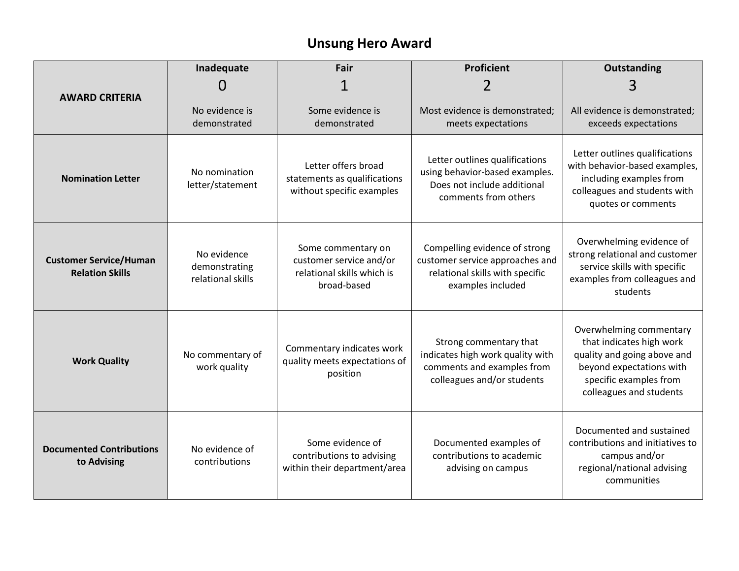# Unsung Hero Award

| AWARD CRITERIA | Inadequate<br>0<br>No evidence is demonstrated | Fair<br>1<br>Some evidence is demonstrated | Proficient<br>2<br>Most evidence is demonstrated; meets expectations | Outstanding<br>3<br>All evidence is demonstrated; exceeds expectations |
|---|---|---|---|---|
| **Nomination Letter** | No nomination letter/statement | Letter offers broad statements as qualifications without specific examples | Letter outlines qualifications using behavior-based examples. Does not include additional comments from others | Letter outlines qualifications with behavior-based examples, including examples from colleagues and students with quotes or comments |
| **Customer Service/Human Relation Skills** | No evidence demonstrating relational skills | Some commentary on customer service and/or relational skills which is broad-based | Compelling evidence of strong customer service approaches and relational skills with specific examples included | Overwhelming evidence of strong relational and customer service skills with specific examples from colleagues and students |
| **Work Quality** | No commentary of work quality | Commentary indicates work quality meets expectations of position | Strong commentary that indicates high work quality with comments and examples from colleagues and/or students | Overwhelming commentary that indicates high work quality and going above and beyond expectations with specific examples from colleagues and students |
| **Documented Contributions to Advising** | No evidence of contributions | Some evidence of contributions to advising within their department/area | Documented examples of contributions to academic advising on campus | Documented and sustained contributions and initiatives to campus and/or regional/national advising communities |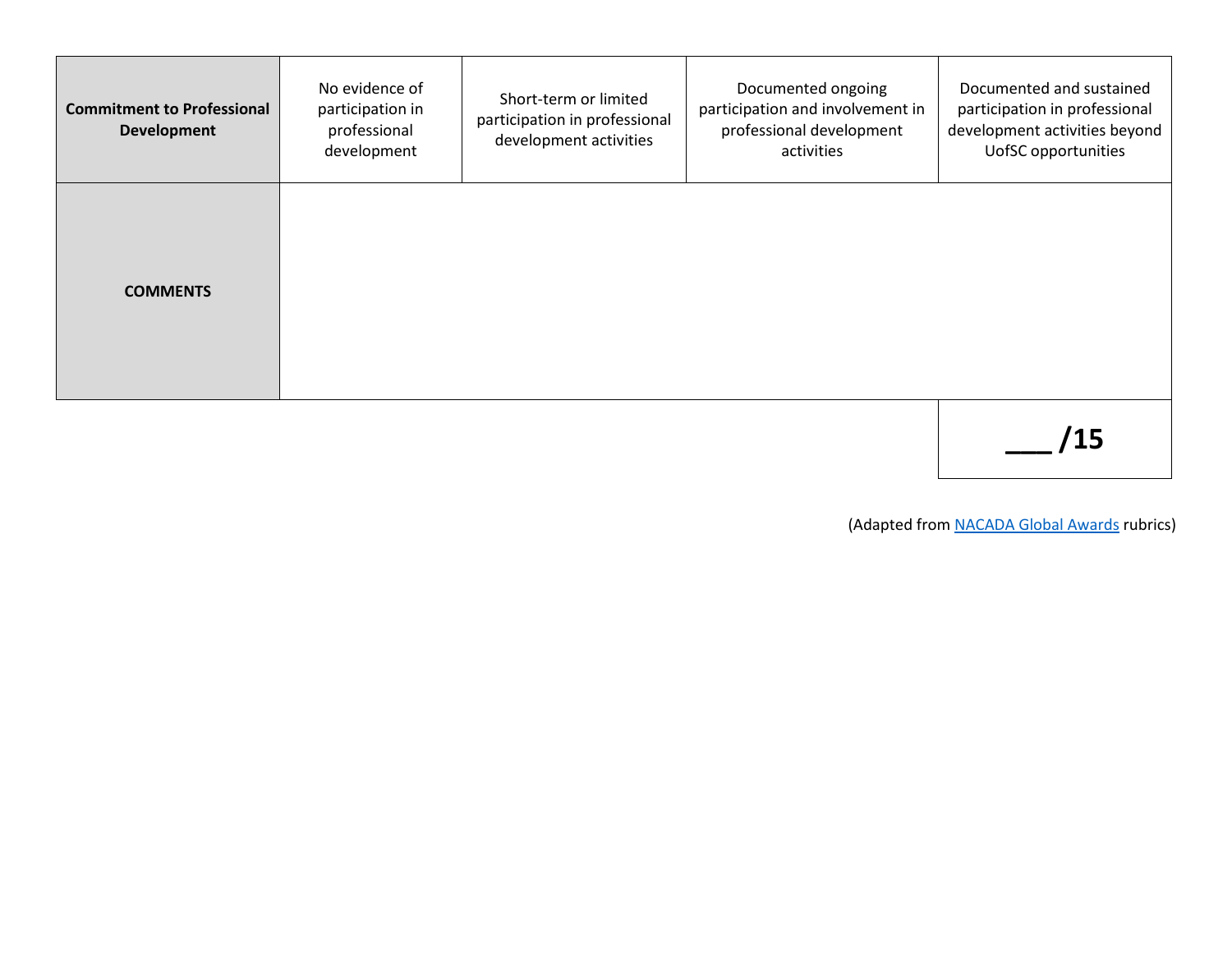| | | | | |
|---|---|---|---|---|
| **Commitment to Professional Development** | No evidence of participation in professional development | Short-term or limited participation in professional development activities | Documented ongoing participation and involvement in professional development activities | Documented and sustained participation in professional development activities beyond UofSC opportunities |
| **COMMENTS** | | | | |
| | | | | **___ /15** |

(Adapted from NACADA Global Awards rubrics)